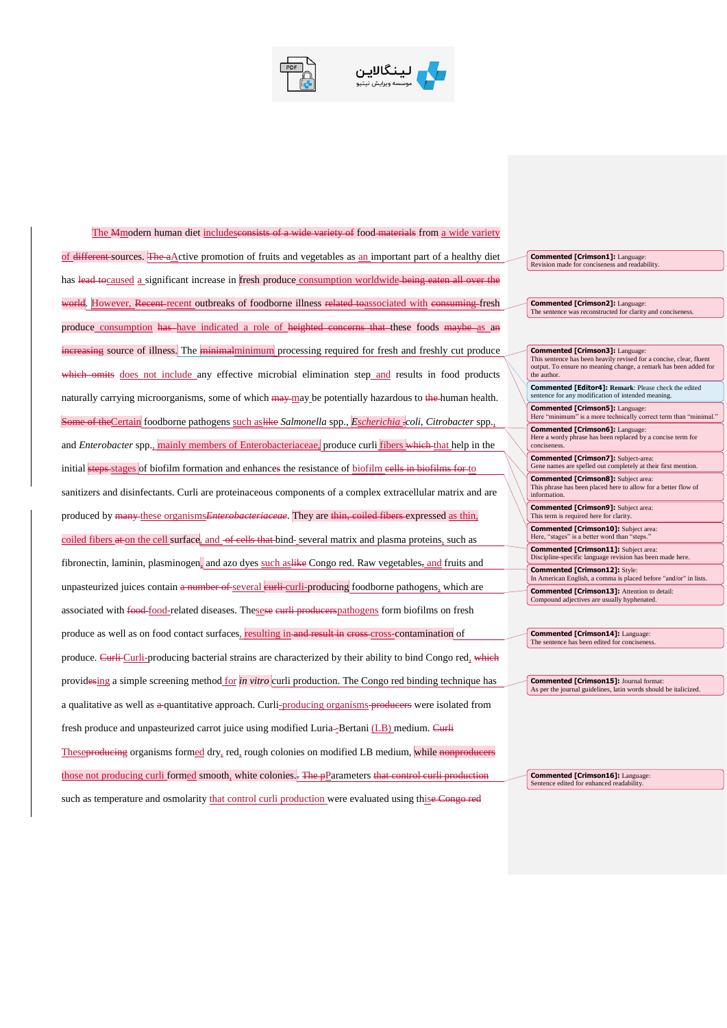The ~~M~~modern human diet includes~~consists of a wide variety of~~ food ~~materials~~ from a wide variety of ~~different~~ sources. ~~The a~~Active promotion of fruits and vegetables as an important part of a healthy diet has ~~lead to~~caused a significant increase in fresh produce consumption worldwide ~~being eaten all over the world~~. However, ~~Recent~~ recent outbreaks of foodborne illness ~~related to~~associated with ~~consuming~~ fresh produce consumption ~~has~~ have indicated a role of ~~heighted concerns that~~ these foods ~~maybe~~ as ~~an increasing~~ source of illness. The ~~minimal~~minimum processing required for fresh and freshly cut produce ~~which~~ omits does not include any effective microbial elimination step and results in food products naturally carrying microorganisms, some of which ~~may~~ may be potentially hazardous to ~~the~~ human health. ~~Some of the~~Certain foodborne pathogens such as~~like~~ *Salmonella* spp., *Escherichia* ~~-~~*coli*, *Citrobacter* spp., and *Enterobacter* spp., mainly members of Enterobacteriaceae, produce curli fibers ~~which~~ that help in the initial ~~steps~~ stages of biofilm formation and enhances the resistance of biofilm ~~cells in biofilms for~~ to sanitizers and disinfectants. Curli are proteinaceous components of a complex extracellular matrix and are produced by ~~many~~ these organisms~~*Enterobacteriaceae*~~. They are ~~thin, coiled fibers~~ expressed as thin, coiled fibers ~~at~~ on the cell surface, and ~~of cells that~~ bind~~-~~ several matrix and plasma proteins, such as fibronectin, laminin, plasminogen, and azo dyes such as~~like~~ Congo red. Raw vegetables~~,~~ and fruits and unpasteurized juices contain ~~a number of~~ several ~~curli~~ curli-producing foodborne pathogens, which are associated with ~~food~~ food-related diseases. The~~se~~se ~~curli producers~~pathogens form biofilms on fresh produce as well as on food contact surfaces, resulting in ~~and result in~~ ~~cross~~ cross-contamination of produce. ~~Curli~~ Curli-producing bacterial strains are characterized by their ability to bind Congo red, ~~which~~ provid~~es~~ing a simple screening method for *in vitro* curli production. The Congo red binding technique has a qualitative as well as ~~a~~ quantitative approach. Curli-producing organisms ~~producers~~ were isolated from fresh produce and unpasteurized carrot juice using modified Luria~~-~~-Bertani (LB) medium. ~~Curli~~ These~~producing~~ organisms formed dry, red, rough colonies on modified LB medium, while ~~nonproducers~~ those not producing curli formed smooth, white colonies.~~.~~ ~~The p~~Parameters ~~that control curli production~~ such as temperature and osmolarity that control curli production were evaluated using thi~~s~~e ~~Congo red~~

**Commented [Crimson1]:** Language: Revision made for conciseness and readability.

**Commented [Crimson2]:** Language: The sentence was reconstructed for clarity and conciseness.

**Commented [Crimson3]:** Language: This sentence has been heavily revised for a concise, clear, fluent output. To ensure no meaning change, a remark has been added for the author.

**Commented [Editor4]:** **Remark**: Please check the edited sentence for any modification of intended meaning.

**Commented [Crimson5]:** Language: Here "minimum" is a more technically correct term than "minimal."

**Commented [Crimson6]:** Language: Here a wordy phrase has been replaced by a concise term for conciseness.

**Commented [Crimson7]:** Subject-area: Gene names are spelled out completely at their first mention.

**Commented [Crimson8]:** Subject area: This phrase has been placed here to allow for a better flow of information.

**Commented [Crimson9]:** Subject area: This term is required here for clarity.

**Commented [Crimson10]:** Subject area: Here, "stages" is a better word than "steps."

**Commented [Crimson11]:** Subject area: Discipline-specific language revision has been made here.

**Commented [Crimson12]:** Style: In American English, a comma is placed before "and/or" in lists.

**Commented [Crimson13]:** Attention to detail: Compound adjectives are usually hyphenated.

**Commented [Crimson14]:** Language: The sentence has been edited for conciseness.

**Commented [Crimson15]:** Journal format: As per the journal guidelines, latin words should be italicized.

**Commented [Crimson16]:** Language: Sentence edited for enhanced readability.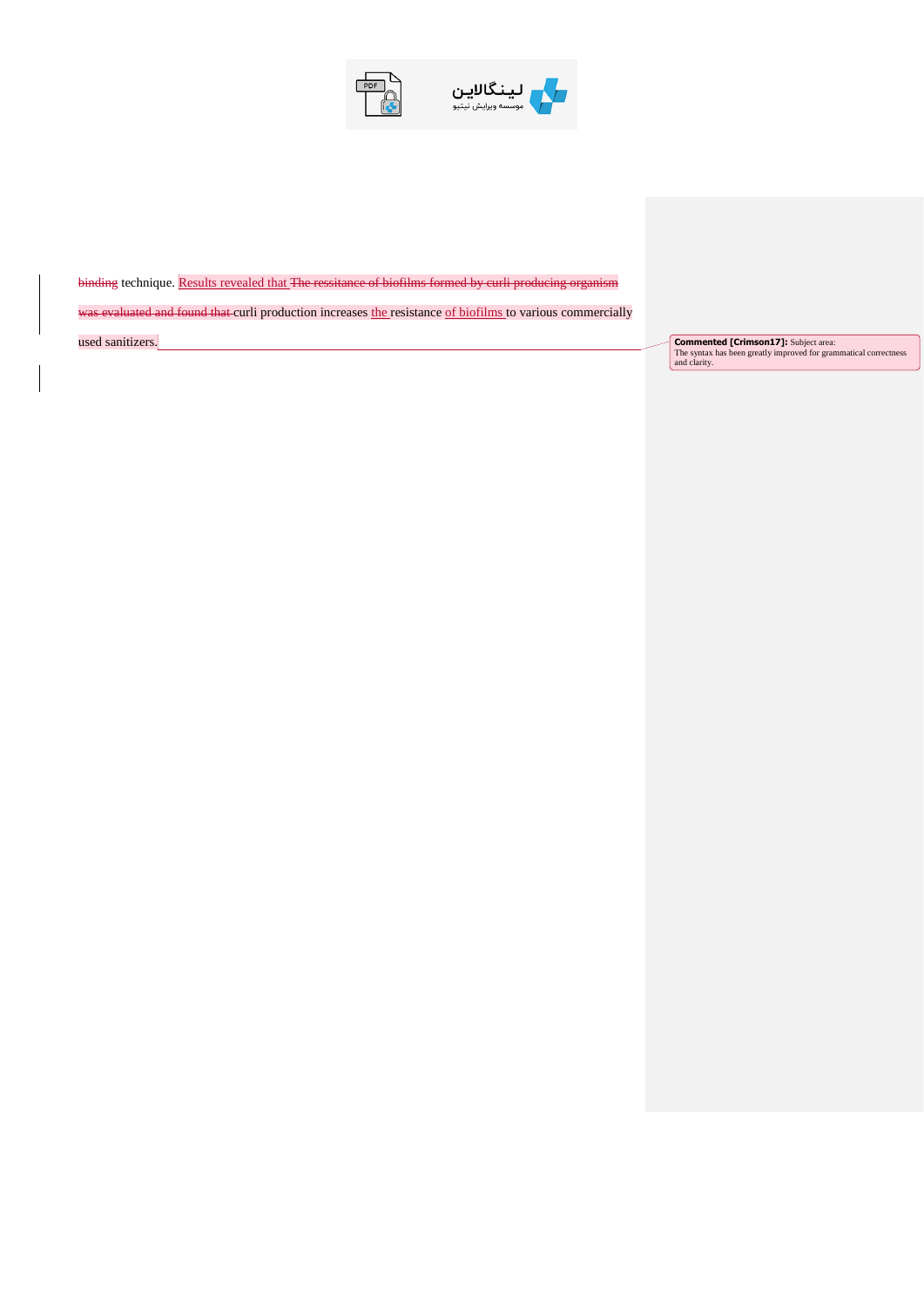~~binding~~ technique. Results revealed that ~~The ressitance of biofilms formed by curli producing organism was evaluated and found that~~ curli production increases the resistance of biofilms to various commercially used sanitizers.

**Commented [Crimson17]:** Subject area:
The syntax has been greatly improved for grammatical correctness and clarity.